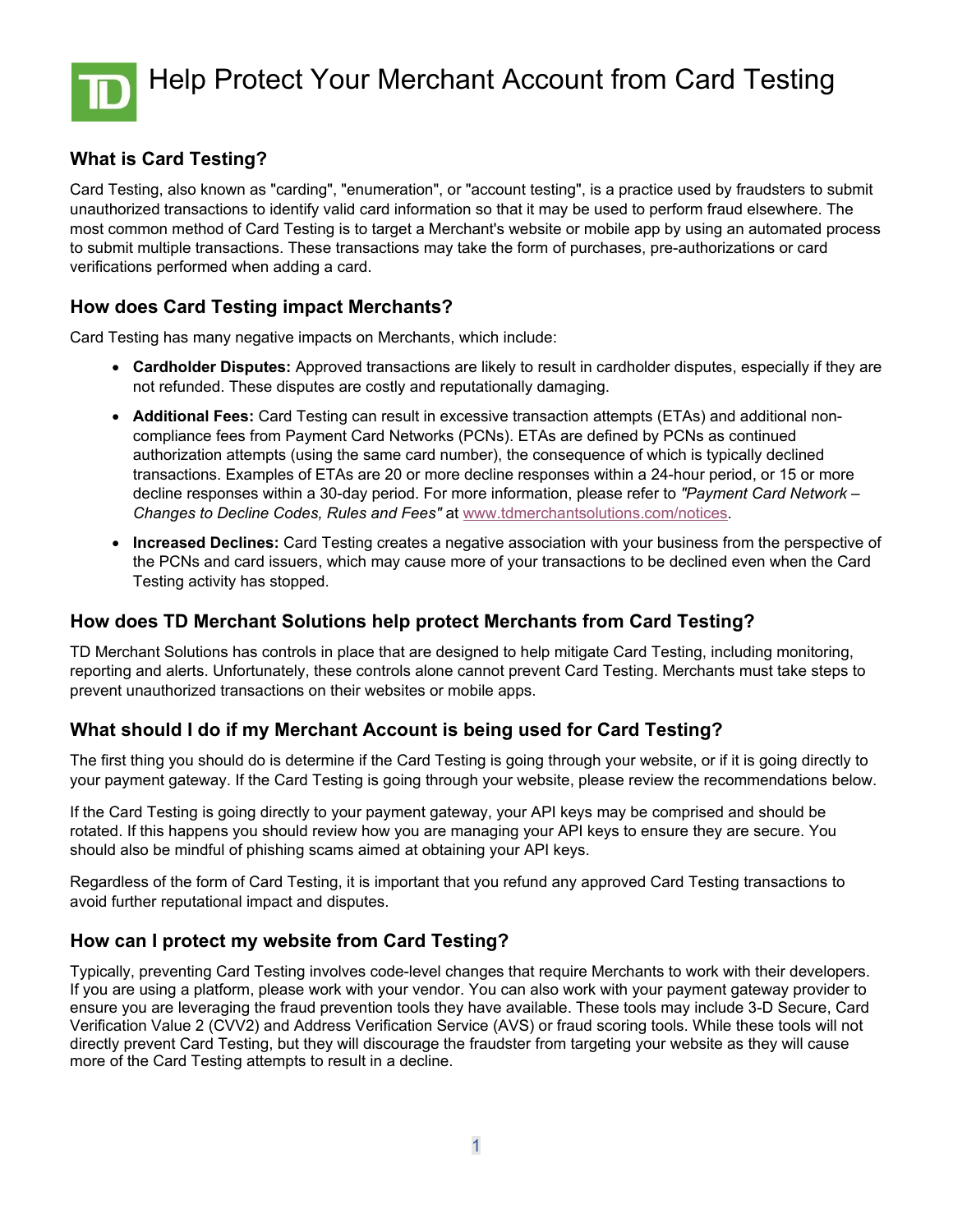# Help Protect Your Merchant Account from Card Testing

## What is Card Testing?

Card Testing, also known as "carding", "enumeration", or "account testing", is a practice used by fraudsters to submit unauthorized transactions to identify valid card information so that it may be used to perform fraud elsewhere. The most common method of Card Testing is to target a Merchant's website or mobile app by using an automated process to submit multiple transactions. These transactions may take the form of purchases, pre-authorizations or card verifications performed when adding a card.

## How does Card Testing impact Merchants?

Card Testing has many negative impacts on Merchants, which include:

- **Cardholder Disputes:** Approved transactions are likely to result in cardholder disputes, especially if they are not refunded. These disputes are costly and reputationally damaging.
- **Additional Fees:** Card Testing can result in excessive transaction attempts (ETAs) and additional non-compliance fees from Payment Card Networks (PCNs). ETAs are defined by PCNs as continued authorization attempts (using the same card number), the consequence of which is typically declined transactions. Examples of ETAs are 20 or more decline responses within a 24-hour period, or 15 or more decline responses within a 30-day period. For more information, please refer to *"Payment Card Network – Changes to Decline Codes, Rules and Fees"* at www.tdmerchantsolutions.com/notices.
- **Increased Declines:** Card Testing creates a negative association with your business from the perspective of the PCNs and card issuers, which may cause more of your transactions to be declined even when the Card Testing activity has stopped.

## How does TD Merchant Solutions help protect Merchants from Card Testing?

TD Merchant Solutions has controls in place that are designed to help mitigate Card Testing, including monitoring, reporting and alerts. Unfortunately, these controls alone cannot prevent Card Testing. Merchants must take steps to prevent unauthorized transactions on their websites or mobile apps.

## What should I do if my Merchant Account is being used for Card Testing?

The first thing you should do is determine if the Card Testing is going through your website, or if it is going directly to your payment gateway. If the Card Testing is going through your website, please review the recommendations below.

If the Card Testing is going directly to your payment gateway, your API keys may be comprised and should be rotated. If this happens you should review how you are managing your API keys to ensure they are secure. You should also be mindful of phishing scams aimed at obtaining your API keys.

Regardless of the form of Card Testing, it is important that you refund any approved Card Testing transactions to avoid further reputational impact and disputes.

## How can I protect my website from Card Testing?

Typically, preventing Card Testing involves code-level changes that require Merchants to work with their developers. If you are using a platform, please work with your vendor. You can also work with your payment gateway provider to ensure you are leveraging the fraud prevention tools they have available. These tools may include 3-D Secure, Card Verification Value 2 (CVV2) and Address Verification Service (AVS) or fraud scoring tools. While these tools will not directly prevent Card Testing, but they will discourage the fraudster from targeting your website as they will cause more of the Card Testing attempts to result in a decline.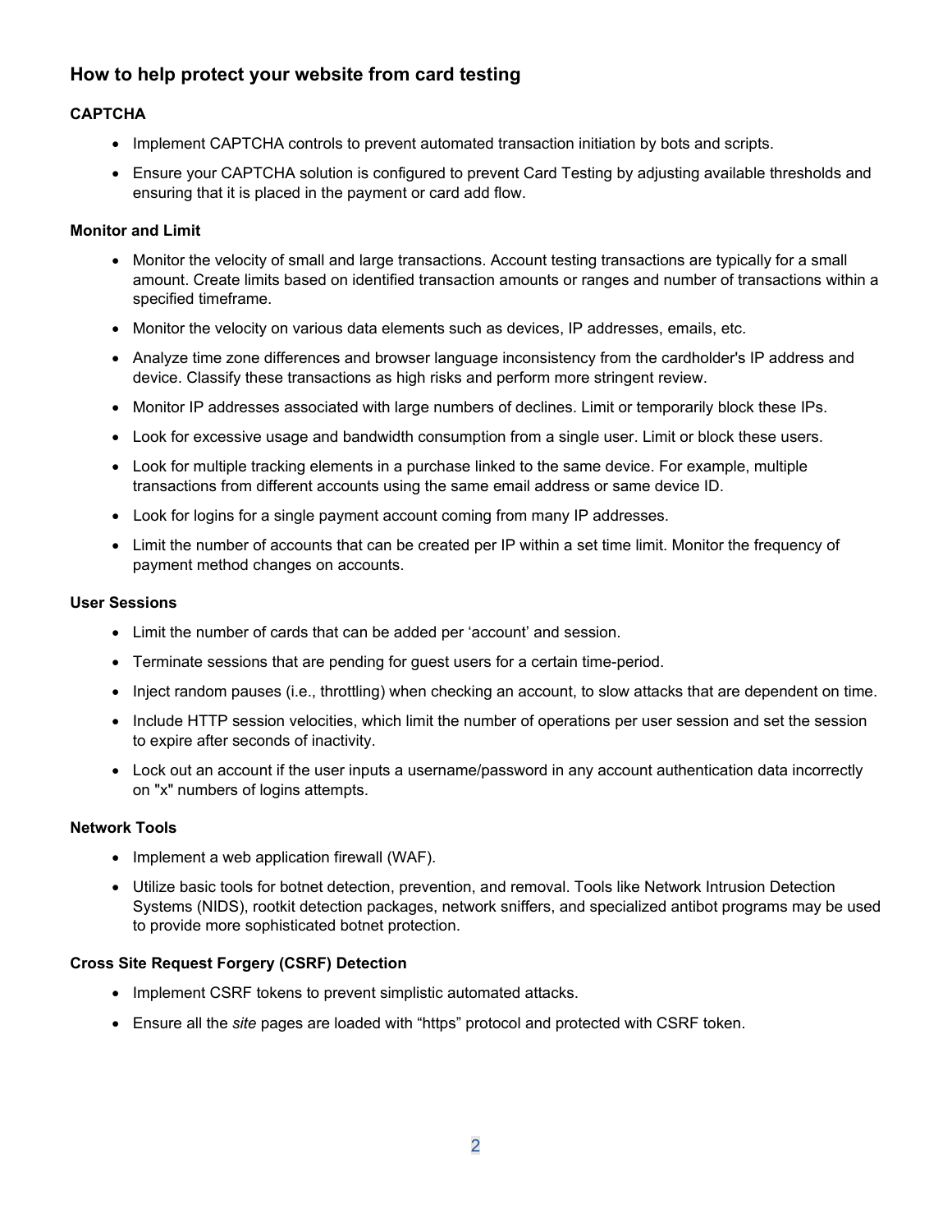## How to help protect your website from card testing

### CAPTCHA

- Implement CAPTCHA controls to prevent automated transaction initiation by bots and scripts.
- Ensure your CAPTCHA solution is configured to prevent Card Testing by adjusting available thresholds and ensuring that it is placed in the payment or card add flow.

### Monitor and Limit

- Monitor the velocity of small and large transactions. Account testing transactions are typically for a small amount. Create limits based on identified transaction amounts or ranges and number of transactions within a specified timeframe.
- Monitor the velocity on various data elements such as devices, IP addresses, emails, etc.
- Analyze time zone differences and browser language inconsistency from the cardholder's IP address and device. Classify these transactions as high risks and perform more stringent review.
- Monitor IP addresses associated with large numbers of declines. Limit or temporarily block these IPs.
- Look for excessive usage and bandwidth consumption from a single user. Limit or block these users.
- Look for multiple tracking elements in a purchase linked to the same device. For example, multiple transactions from different accounts using the same email address or same device ID.
- Look for logins for a single payment account coming from many IP addresses.
- Limit the number of accounts that can be created per IP within a set time limit. Monitor the frequency of payment method changes on accounts.

### User Sessions

- Limit the number of cards that can be added per 'account' and session.
- Terminate sessions that are pending for guest users for a certain time-period.
- Inject random pauses (i.e., throttling) when checking an account, to slow attacks that are dependent on time.
- Include HTTP session velocities, which limit the number of operations per user session and set the session to expire after seconds of inactivity.
- Lock out an account if the user inputs a username/password in any account authentication data incorrectly on "x" numbers of logins attempts.

### Network Tools

- Implement a web application firewall (WAF).
- Utilize basic tools for botnet detection, prevention, and removal. Tools like Network Intrusion Detection Systems (NIDS), rootkit detection packages, network sniffers, and specialized antibot programs may be used to provide more sophisticated botnet protection.

### Cross Site Request Forgery (CSRF) Detection

- Implement CSRF tokens to prevent simplistic automated attacks.
- Ensure all the *site* pages are loaded with "https" protocol and protected with CSRF token.